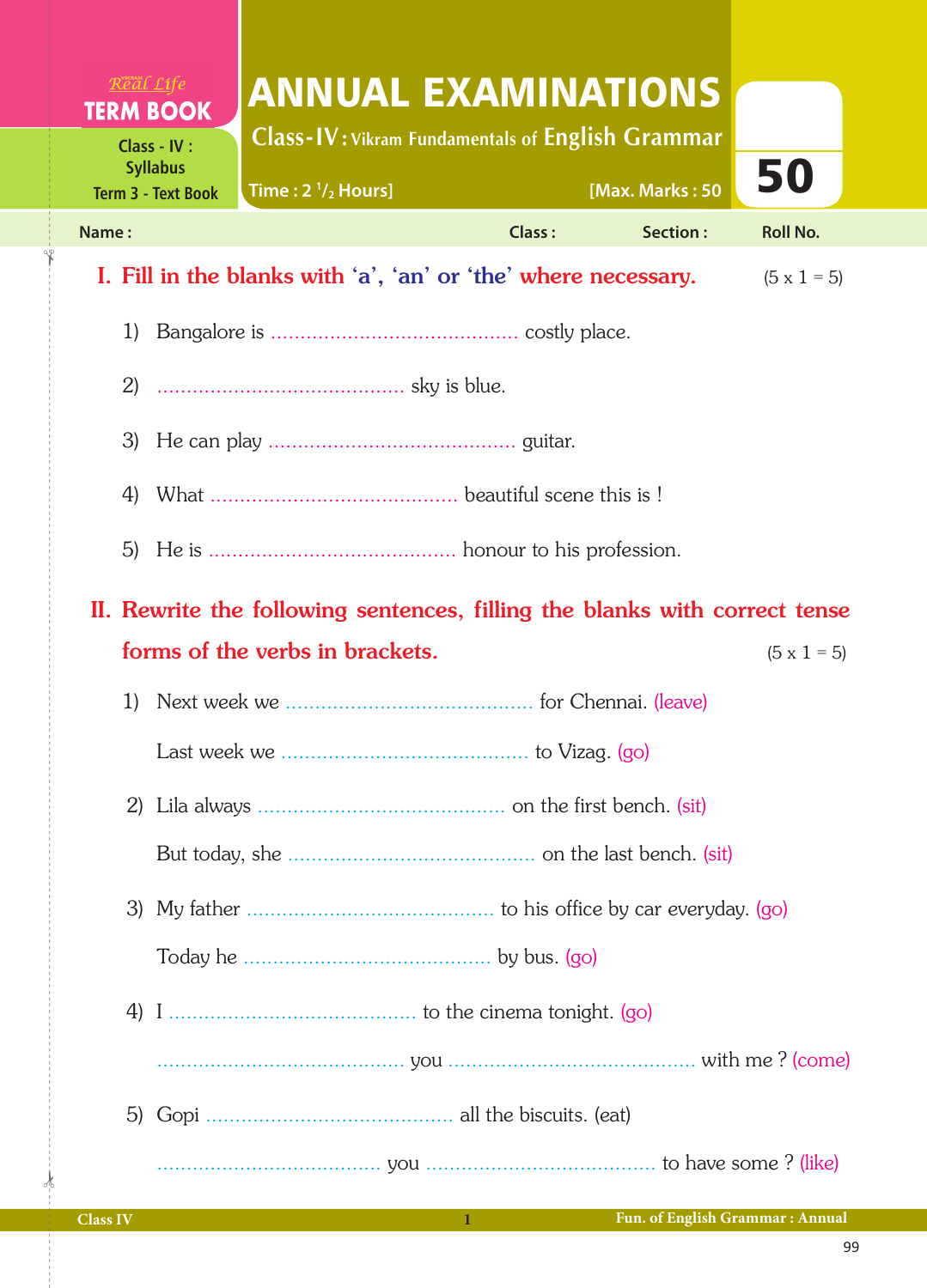Real Life
**TERM BOOK**

Class - IV : Syllabus
Term 3 - Text Book

# ANNUAL EXAMINATIONS

## Class-IV : Vikram Fundamentals of English Grammar

Time : 2 ½ Hours] [Max. Marks : 50

50

Name : Class : Section : Roll No.

## I. Fill in the blanks with 'a', 'an' or 'the' where necessary. (5 x 1 = 5)

1) Bangalore is .......................................... costly place.

2) .......................................... sky is blue.

3) He can play .......................................... guitar.

4) What .......................................... beautiful scene this is !

5) He is .......................................... honour to his profession.

## II. Rewrite the following sentences, filling the blanks with correct tense forms of the verbs in brackets. (5 x 1 = 5)

1) Next week we .......................................... for Chennai. (leave)

   Last week we .......................................... to Vizag. (go)

2) Lila always .......................................... on the first bench. (sit)

   But today, she .......................................... on the last bench. (sit)

3) My father .......................................... to his office by car everyday. (go)

   Today he .......................................... by bus. (go)

4) I .......................................... to the cinema tonight. (go)

   .......................................... you .......................................... with me ? (come)

5) Gopi .......................................... all the biscuits. (eat)

   ...................................... you ........................................ to have some ? (like)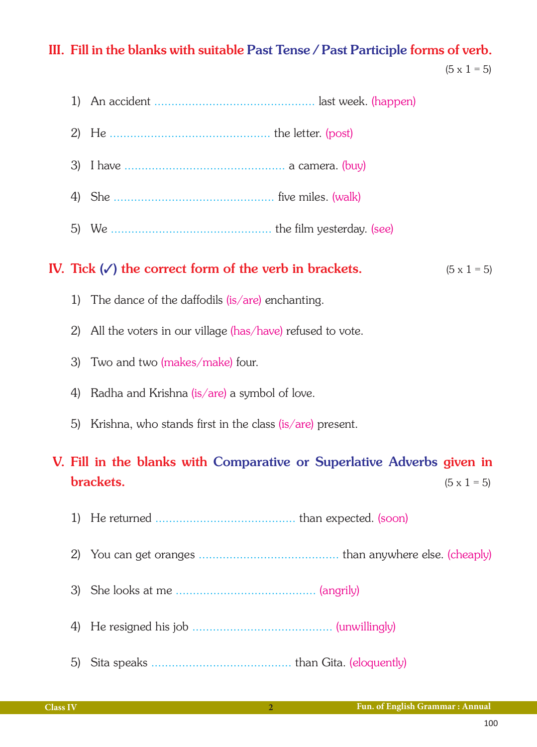## III. Fill in the blanks with suitable Past Tense / Past Participle forms of verb.

(5 x 1 = 5)

1) An accident ............................................... last week. (happen)

2) He ............................................... the letter. (post)

3) I have ............................................... a camera. (buy)

4) She ............................................... five miles. (walk)

5) We ............................................... the film yesterday. (see)

## IV. Tick (✓) the correct form of the verb in brackets.

(5 x 1 = 5)

1) The dance of the daffodils (is/are) enchanting.

2) All the voters in our village (has/have) refused to vote.

3) Two and two (makes/make) four.

4) Radha and Krishna (is/are) a symbol of love.

5) Krishna, who stands first in the class (is/are) present.

## V. Fill in the blanks with Comparative or Superlative Adverbs given in brackets.

(5 x 1 = 5)

1) He returned ......................................... than expected. (soon)

2) You can get oranges ......................................... than anywhere else. (cheaply)

3) She looks at me ......................................... (angrily)

4) He resigned his job ......................................... (unwillingly)

5) Sita speaks ......................................... than Gita. (eloquently)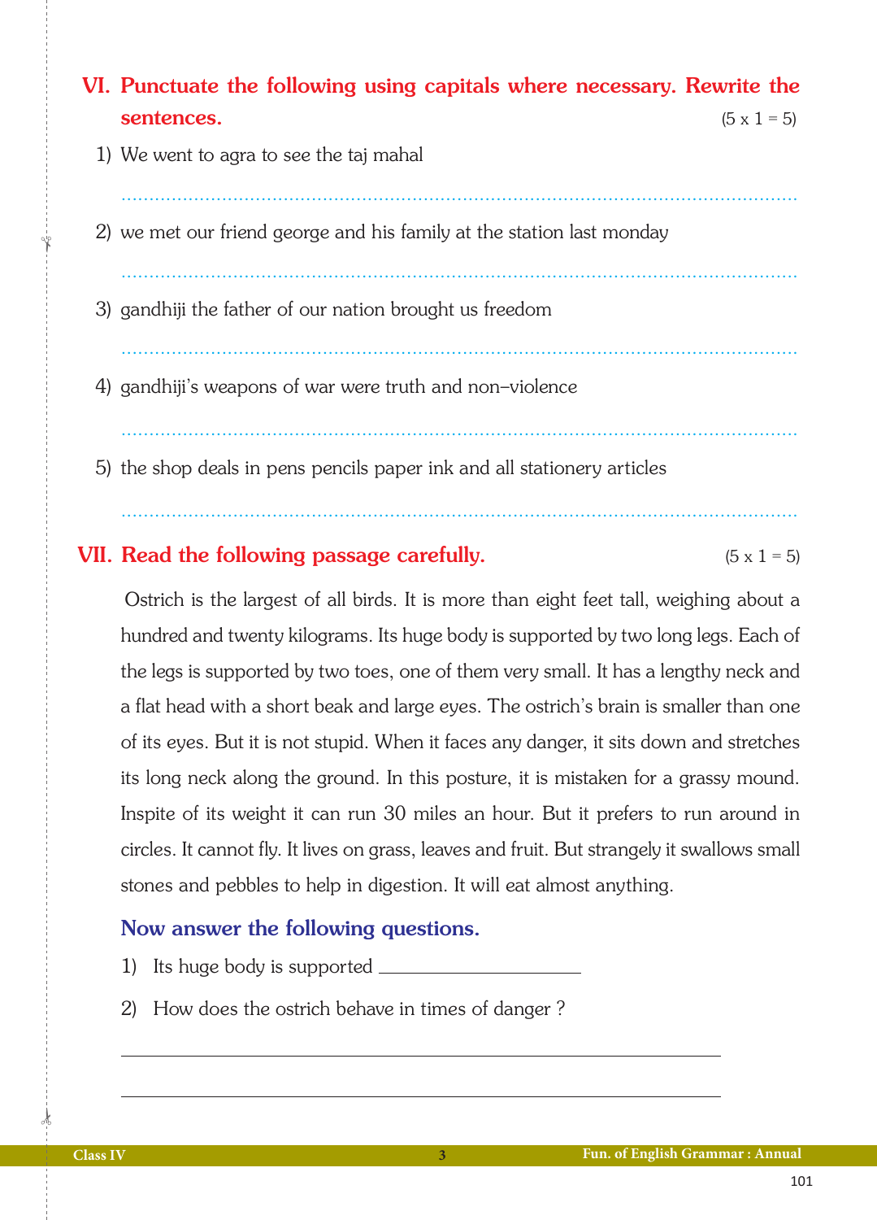## VI. Punctuate the following using capitals where necessary. Rewrite the sentences.

(5 x 1 = 5)

1) We went to agra to see the taj mahal

..........................................................................................................

2) we met our friend george and his family at the station last monday

..........................................................................................................

3) gandhiji the father of our nation brought us freedom

..........................................................................................................

4) gandhiji's weapons of war were truth and non–violence

..........................................................................................................

5) the shop deals in pens pencils paper ink and all stationery articles

..........................................................................................................

## VII. Read the following passage carefully.

(5 x 1 = 5)

Ostrich is the largest of all birds. It is more than eight feet tall, weighing about a hundred and twenty kilograms. Its huge body is supported by two long legs. Each of the legs is supported by two toes, one of them very small. It has a lengthy neck and a flat head with a short beak and large eyes. The ostrich's brain is smaller than one of its eyes. But it is not stupid. When it faces any danger, it sits down and stretches its long neck along the ground. In this posture, it is mistaken for a grassy mound. Inspite of its weight it can run 30 miles an hour. But it prefers to run around in circles. It cannot fly. It lives on grass, leaves and fruit. But strangely it swallows small stones and pebbles to help in digestion. It will eat almost anything.

### Now answer the following questions.

1) Its huge body is supported ____________________

2) How does the ostrich behave in times of danger ?

______________________________________________________________

______________________________________________________________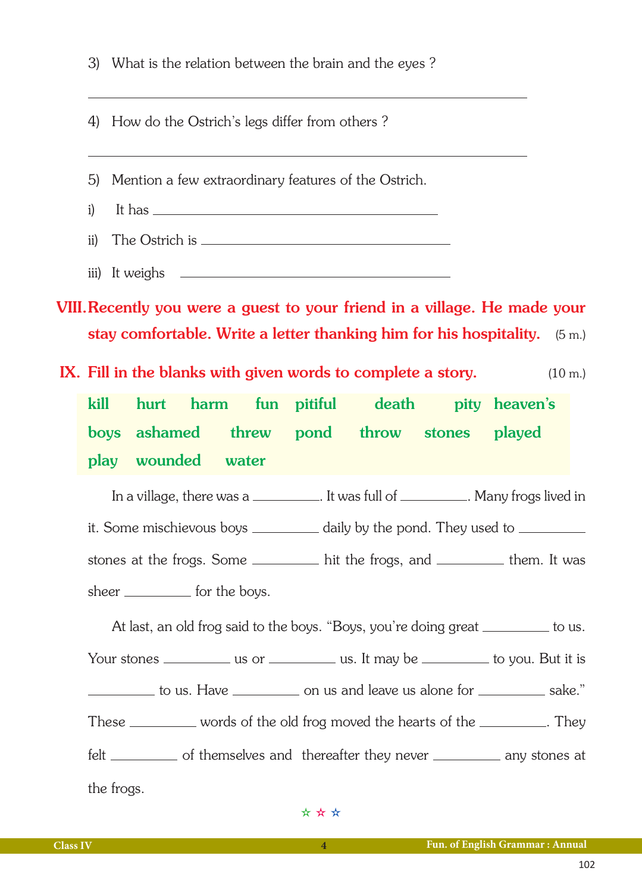3) What is the relation between the brain and the eyes ?

_______________________________________________

4) How do the Ostrich's legs differ from others ?

_______________________________________________

5) Mention a few extraordinary features of the Ostrich.

i) It has _______________________________

ii) The Ostrich is _______________________________

iii) It weighs _______________________________

**VIII. Recently you were a guest to your friend in a village. He made your stay comfortable. Write a letter thanking him for his hospitality.** (5 m.)

**IX. Fill in the blanks with given words to complete a story.** (10 m.)

| | | | | | | | |
|---|---|---|---|---|---|---|---|
| **kill** | **hurt** | **harm** | **fun** | **pitiful** | **death** | **pity** | **heaven's** |
| **boys** | **ashamed** | **threw** | **pond** | **throw** | **stones** | **played** | |
| **play** | **wounded** | **water** | | | | | |

In a village, there was a _________. It was full of _________. Many frogs lived in it. Some mischievous boys _________ daily by the pond. They used to _________ stones at the frogs. Some _________ hit the frogs, and _________ them. It was sheer _________ for the boys.

At last, an old frog said to the boys. "Boys, you're doing great _________ to us. Your stones _________ us or _________ us. It may be _________ to you. But it is _________ to us. Have _________ on us and leave us alone for _________ sake." These _________ words of the old frog moved the hearts of the _________. They felt _________ of themselves and thereafter they never _________ any stones at the frogs.

☆ ☆ ☆